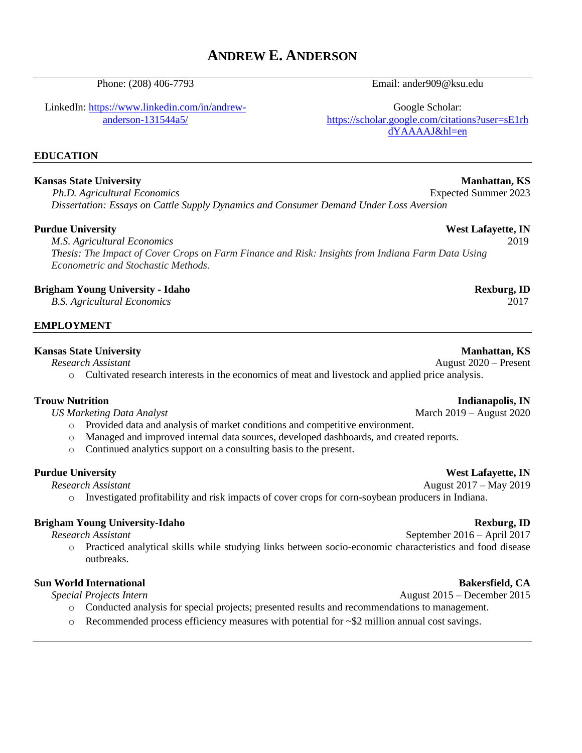# ANDREW E. ANDERSON

Phone: (208) 406-7793

Email: ander909@ksu.edu

LinkedIn: https://www.linkedin.com/in/andrew-anderson-131544a5/

Google Scholar: https://scholar.google.com/citations?user=sE1rhdYAAAAJ&hl=en

## EDUCATION

**Kansas State University** — **Manhattan, KS**

*Ph.D. Agricultural Economics* — Expected Summer 2023

*Dissertation: Essays on Cattle Supply Dynamics and Consumer Demand Under Loss Aversion*

**Purdue University** — **West Lafayette, IN**

*M.S. Agricultural Economics* — 2019

*Thesis: The Impact of Cover Crops on Farm Finance and Risk: Insights from Indiana Farm Data Using Econometric and Stochastic Methods.*

**Brigham Young University - Idaho** — **Rexburg, ID**

*B.S. Agricultural Economics* — 2017

## EMPLOYMENT

**Kansas State University** — **Manhattan, KS**

*Research Assistant* — August 2020 – Present

- Cultivated research interests in the economics of meat and livestock and applied price analysis.

**Trouw Nutrition** — **Indianapolis, IN**

*US Marketing Data Analyst* — March 2019 – August 2020

- Provided data and analysis of market conditions and competitive environment.
- Managed and improved internal data sources, developed dashboards, and created reports.
- Continued analytics support on a consulting basis to the present.

**Purdue University** — **West Lafayette, IN**

*Research Assistant* — August 2017 – May 2019

- Investigated profitability and risk impacts of cover crops for corn-soybean producers in Indiana.

**Brigham Young University-Idaho** — **Rexburg, ID**

*Research Assistant* — September 2016 – April 2017

- Practiced analytical skills while studying links between socio-economic characteristics and food disease outbreaks.

**Sun World International** — **Bakersfield, CA**

*Special Projects Intern* — August 2015 – December 2015

- Conducted analysis for special projects; presented results and recommendations to management.
- Recommended process efficiency measures with potential for ~$2 million annual cost savings.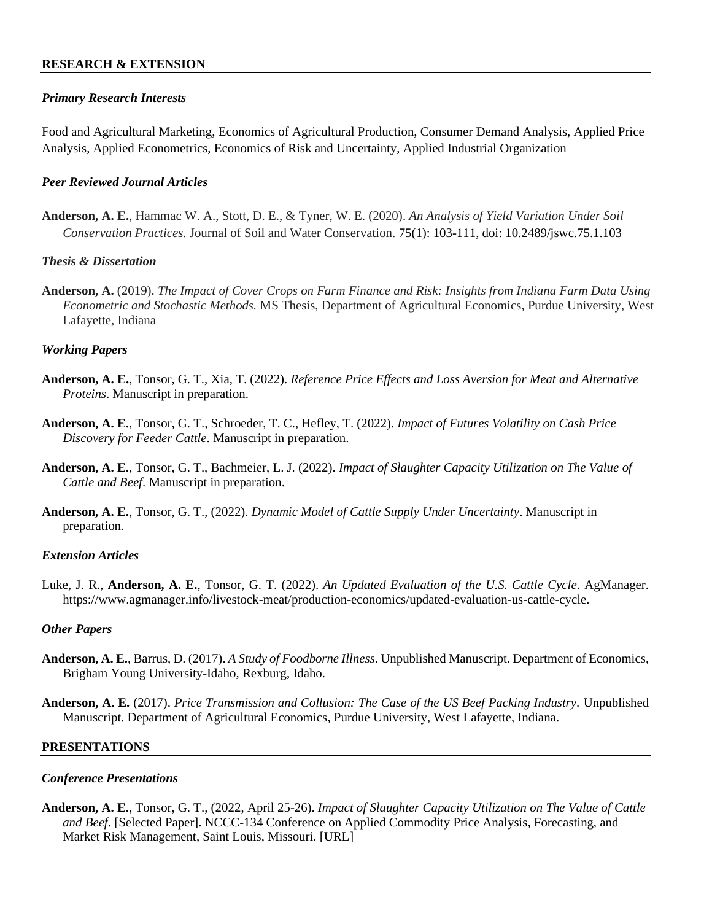## RESEARCH & EXTENSION

### *Primary Research Interests*

Food and Agricultural Marketing, Economics of Agricultural Production, Consumer Demand Analysis, Applied Price Analysis, Applied Econometrics, Economics of Risk and Uncertainty, Applied Industrial Organization

### *Peer Reviewed Journal Articles*

**Anderson, A. E.**, Hammac W. A., Stott, D. E., & Tyner, W. E. (2020). *An Analysis of Yield Variation Under Soil Conservation Practices.* Journal of Soil and Water Conservation. 75(1): 103-111, doi: 10.2489/jswc.75.1.103

### *Thesis & Dissertation*

**Anderson, A.** (2019). *The Impact of Cover Crops on Farm Finance and Risk: Insights from Indiana Farm Data Using Econometric and Stochastic Methods.* MS Thesis, Department of Agricultural Economics, Purdue University, West Lafayette, Indiana

### *Working Papers*

**Anderson, A. E.**, Tonsor, G. T., Xia, T. (2022). *Reference Price Effects and Loss Aversion for Meat and Alternative Proteins*. Manuscript in preparation.

**Anderson, A. E.**, Tonsor, G. T., Schroeder, T. C., Hefley, T. (2022). *Impact of Futures Volatility on Cash Price Discovery for Feeder Cattle*. Manuscript in preparation.

**Anderson, A. E.**, Tonsor, G. T., Bachmeier, L. J. (2022). *Impact of Slaughter Capacity Utilization on The Value of Cattle and Beef*. Manuscript in preparation.

**Anderson, A. E.**, Tonsor, G. T., (2022). *Dynamic Model of Cattle Supply Under Uncertainty*. Manuscript in preparation.

### *Extension Articles*

Luke, J. R., **Anderson, A. E.**, Tonsor, G. T. (2022). *An Updated Evaluation of the U.S. Cattle Cycle*. AgManager. https://www.agmanager.info/livestock-meat/production-economics/updated-evaluation-us-cattle-cycle.

### *Other Papers*

**Anderson, A. E.**, Barrus, D. (2017). *A Study of Foodborne Illness*. Unpublished Manuscript. Department of Economics, Brigham Young University-Idaho, Rexburg, Idaho.

**Anderson, A. E.** (2017). *Price Transmission and Collusion: The Case of the US Beef Packing Industry*. Unpublished Manuscript. Department of Agricultural Economics, Purdue University, West Lafayette, Indiana.

## PRESENTATIONS

### *Conference Presentations*

**Anderson, A. E.**, Tonsor, G. T., (2022, April 25-26). *Impact of Slaughter Capacity Utilization on The Value of Cattle and Beef*. [Selected Paper]. NCCC-134 Conference on Applied Commodity Price Analysis, Forecasting, and Market Risk Management, Saint Louis, Missouri. [URL]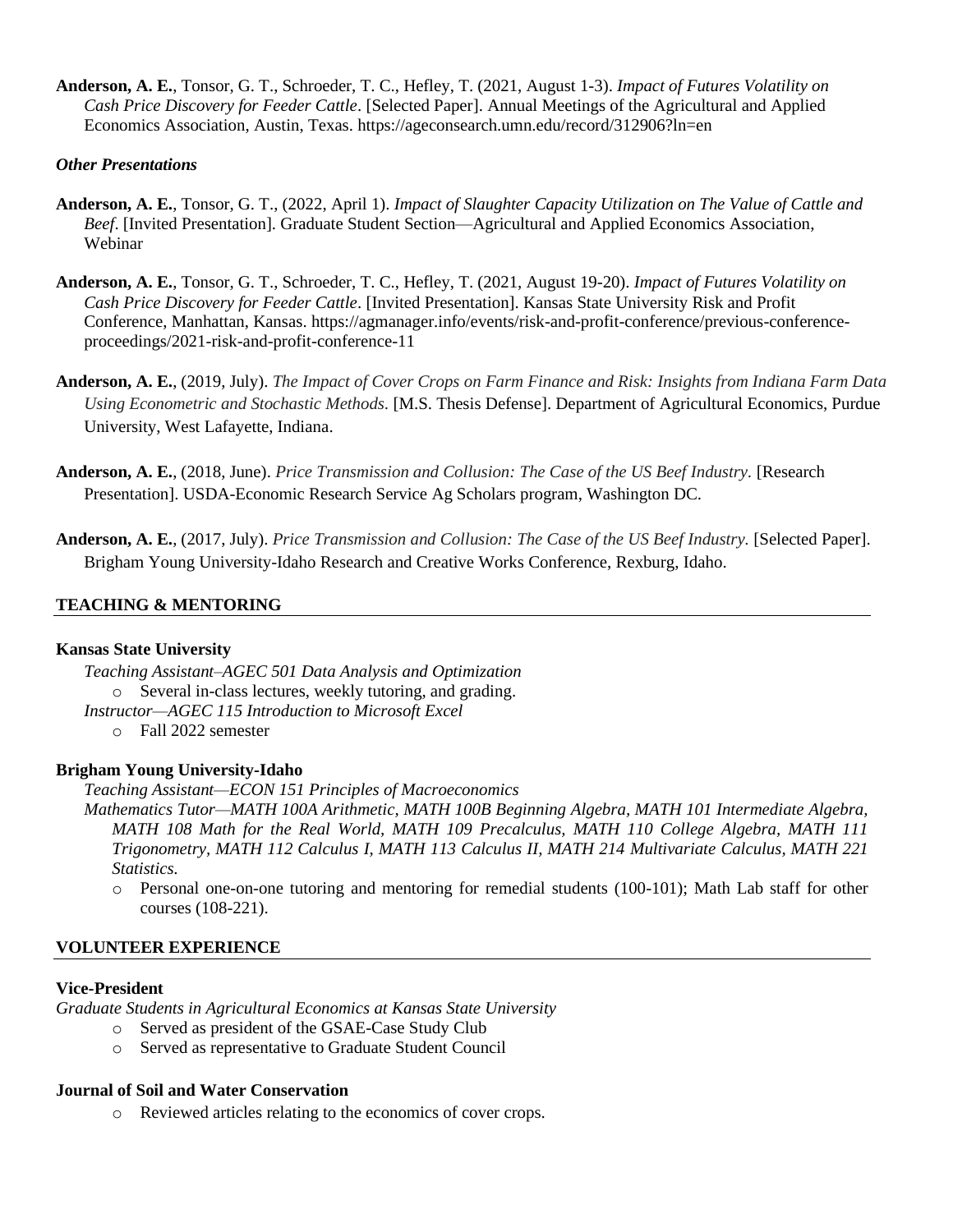**Anderson, A. E.**, Tonsor, G. T., Schroeder, T. C., Hefley, T. (2021, August 1-3). *Impact of Futures Volatility on Cash Price Discovery for Feeder Cattle*. [Selected Paper]. Annual Meetings of the Agricultural and Applied Economics Association, Austin, Texas. https://ageconsearch.umn.edu/record/312906?ln=en

### *Other Presentations*

**Anderson, A. E.**, Tonsor, G. T., (2022, April 1). *Impact of Slaughter Capacity Utilization on The Value of Cattle and Beef*. [Invited Presentation]. Graduate Student Section—Agricultural and Applied Economics Association, Webinar

**Anderson, A. E.**, Tonsor, G. T., Schroeder, T. C., Hefley, T. (2021, August 19-20). *Impact of Futures Volatility on Cash Price Discovery for Feeder Cattle*. [Invited Presentation]. Kansas State University Risk and Profit Conference, Manhattan, Kansas. https://agmanager.info/events/risk-and-profit-conference/previous-conference-proceedings/2021-risk-and-profit-conference-11

**Anderson, A. E.**, (2019, July). *The Impact of Cover Crops on Farm Finance and Risk: Insights from Indiana Farm Data Using Econometric and Stochastic Methods*. [M.S. Thesis Defense]. Department of Agricultural Economics, Purdue University, West Lafayette, Indiana.

**Anderson, A. E.**, (2018, June). *Price Transmission and Collusion: The Case of the US Beef Industry*. [Research Presentation]. USDA-Economic Research Service Ag Scholars program, Washington DC.

**Anderson, A. E.**, (2017, July). *Price Transmission and Collusion: The Case of the US Beef Industry.* [Selected Paper]. Brigham Young University-Idaho Research and Creative Works Conference, Rexburg, Idaho.

## TEACHING & MENTORING

**Kansas State University**

*Teaching Assistant–AGEC 501 Data Analysis and Optimization*
- Several in-class lectures, weekly tutoring, and grading.

*Instructor—AGEC 115 Introduction to Microsoft Excel*
- Fall 2022 semester

**Brigham Young University-Idaho**

*Teaching Assistant—ECON 151 Principles of Macroeconomics*

*Mathematics Tutor—MATH 100A Arithmetic, MATH 100B Beginning Algebra, MATH 101 Intermediate Algebra, MATH 108 Math for the Real World, MATH 109 Precalculus, MATH 110 College Algebra, MATH 111 Trigonometry, MATH 112 Calculus I, MATH 113 Calculus II, MATH 214 Multivariate Calculus, MATH 221 Statistics.*
- Personal one-on-one tutoring and mentoring for remedial students (100-101); Math Lab staff for other courses (108-221).

## VOLUNTEER EXPERIENCE

**Vice-President**

*Graduate Students in Agricultural Economics at Kansas State University*
- Served as president of the GSAE-Case Study Club
- Served as representative to Graduate Student Council

**Journal of Soil and Water Conservation**
- Reviewed articles relating to the economics of cover crops.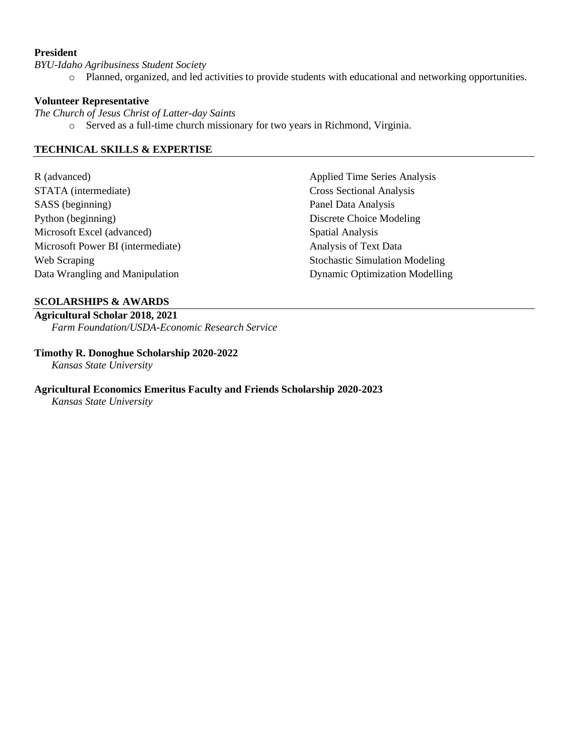**President**

*BYU-Idaho Agribusiness Student Society*

- Planned, organized, and led activities to provide students with educational and networking opportunities.

**Volunteer Representative**

*The Church of Jesus Christ of Latter-day Saints*

- Served as a full-time church missionary for two years in Richmond, Virginia.

## TECHNICAL SKILLS & EXPERTISE

R (advanced)
STATA (intermediate)
SASS (beginning)
Python (beginning)
Microsoft Excel (advanced)
Microsoft Power BI (intermediate)
Web Scraping
Data Wrangling and Manipulation

Applied Time Series Analysis
Cross Sectional Analysis
Panel Data Analysis
Discrete Choice Modeling
Spatial Analysis
Analysis of Text Data
Stochastic Simulation Modeling
Dynamic Optimization Modelling

## SCOLARSHIPS & AWARDS

**Agricultural Scholar 2018, 2021**
*Farm Foundation/USDA-Economic Research Service*

**Timothy R. Donoghue Scholarship 2020-2022**
*Kansas State University*

**Agricultural Economics Emeritus Faculty and Friends Scholarship 2020-2023**
*Kansas State University*